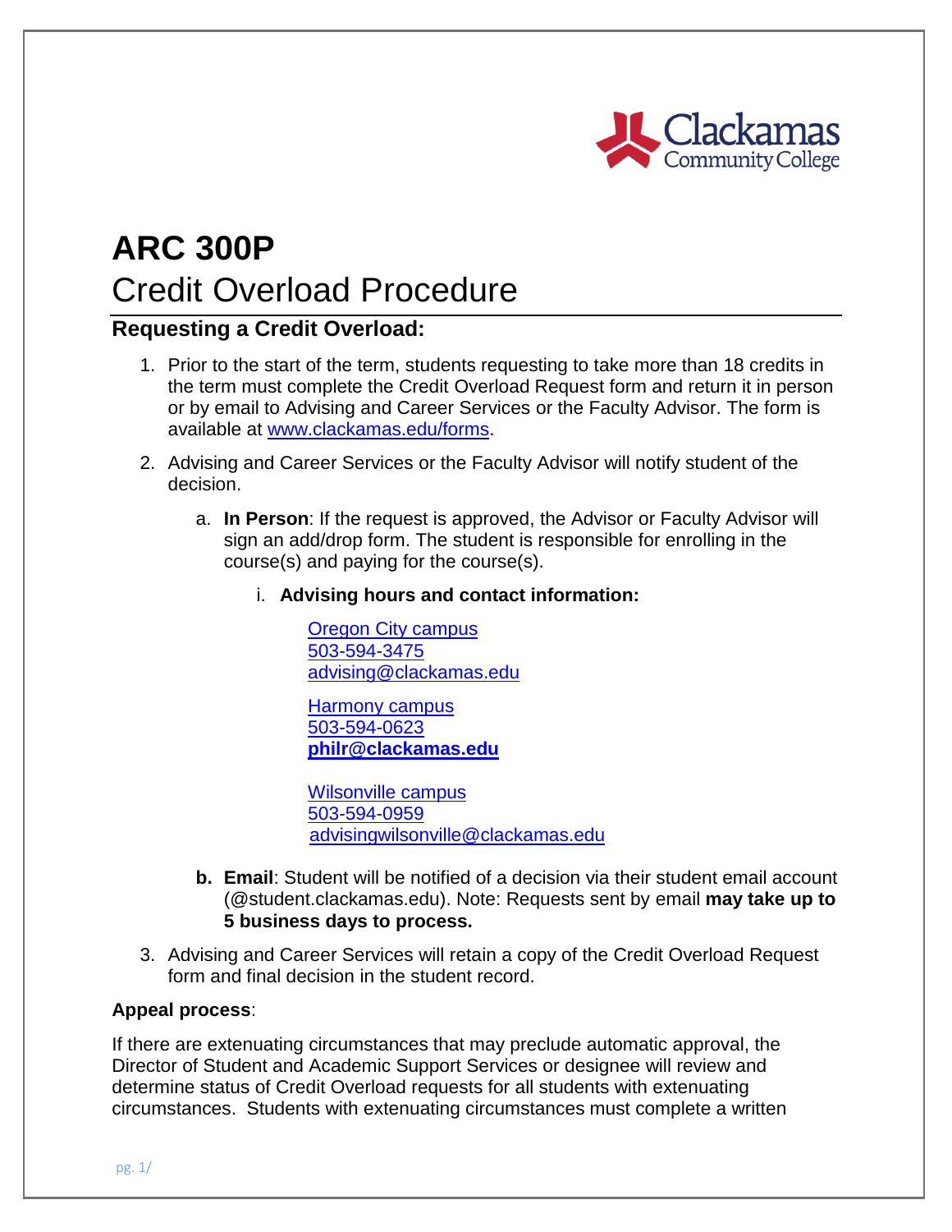# ARC 300P

## Credit Overload Procedure

### Requesting a Credit Overload:

1. Prior to the start of the term, students requesting to take more than 18 credits in the term must complete the Credit Overload Request form and return it in person or by email to Advising and Career Services or the Faculty Advisor. The form is available at [www.clackamas.edu/forms](www.clackamas.edu/forms).

2. Advising and Career Services or the Faculty Advisor will notify student of the decision.

   a. **In Person**: If the request is approved, the Advisor or Faculty Advisor will sign an add/drop form. The student is responsible for enrolling in the course(s) and paying for the course(s).

      i. **Advising hours and contact information:**

         Oregon City campus
         503-594-3475
         advising@clackamas.edu

         Harmony campus
         503-594-0623
         **philr@clackamas.edu**

         Wilsonville campus
         503-594-0959
         advisingwilsonville@clackamas.edu

   b. **Email**: Student will be notified of a decision via their student email account (@student.clackamas.edu). Note: Requests sent by email **may take up to 5 business days to process.**

3. Advising and Career Services will retain a copy of the Credit Overload Request form and final decision in the student record.

**Appeal process**:

If there are extenuating circumstances that may preclude automatic approval, the Director of Student and Academic Support Services or designee will review and determine status of Credit Overload requests for all students with extenuating circumstances. Students with extenuating circumstances must complete a written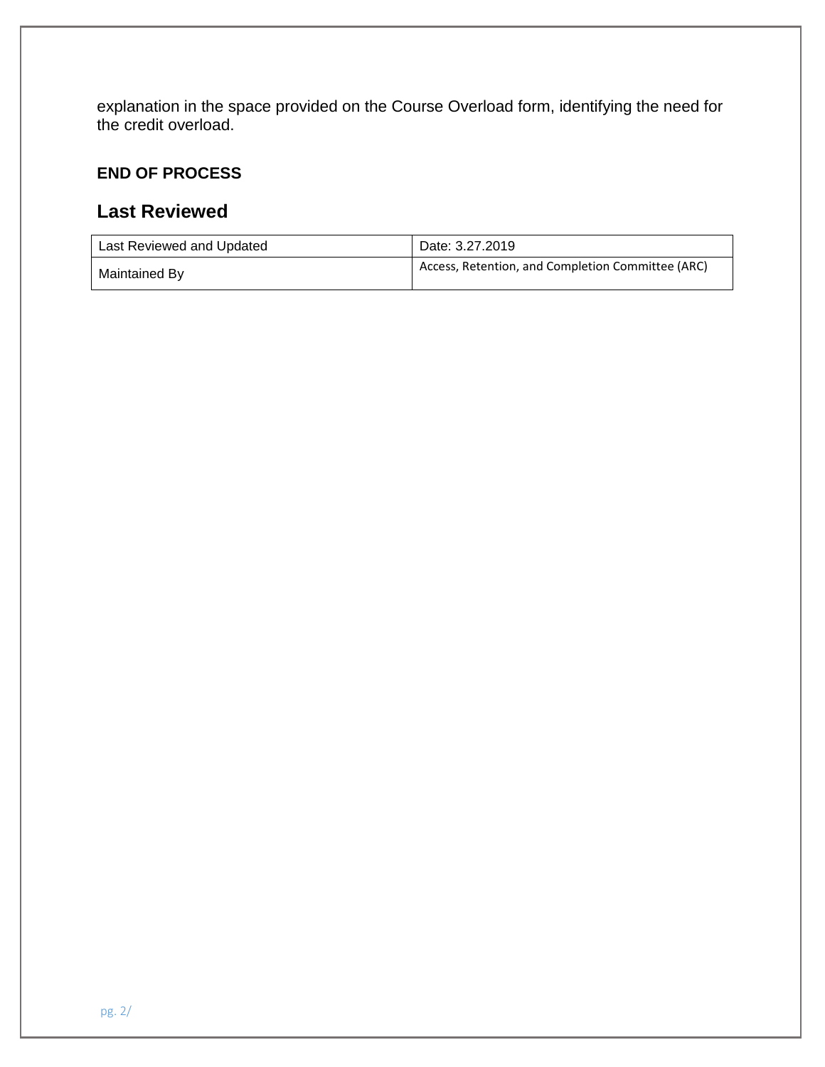explanation in the space provided on the Course Overload form, identifying the need for the credit overload.

**END OF PROCESS**

## Last Reviewed

| | |
|---|---|
| Last Reviewed and Updated | Date: 3.27.2019 |
| Maintained By | Access, Retention, and Completion Committee (ARC) |